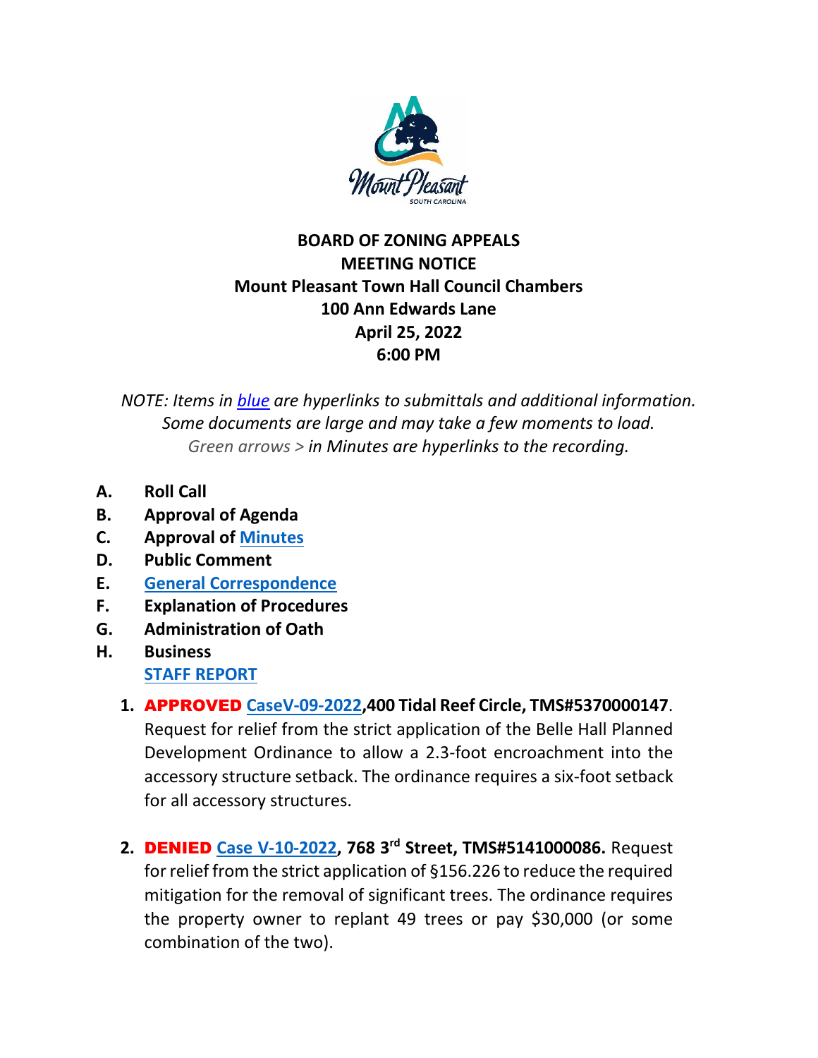# BOARD OF ZONING APPEALS MEETING NOTICE

**Mount Pleasant Town Hall Council Chambers**
**100 Ann Edwards Lane**
**April 25, 2022**
**6:00 PM**

*NOTE: Items in blue are hyperlinks to submittals and additional information. Some documents are large and may take a few moments to load. Green arrows > in Minutes are hyperlinks to the recording.*

- **A. Roll Call**
- **B. Approval of Agenda**
- **C. Approval of Minutes**
- **D. Public Comment**
- **E. General Correspondence**
- **F. Explanation of Procedures**
- **G. Administration of Oath**
- **H. Business**

  **STAFF REPORT**

  1. **APPROVED CaseV-09-2022, 400 Tidal Reef Circle, TMS#5370000147**. Request for relief from the strict application of the Belle Hall Planned Development Ordinance to allow a 2.3-foot encroachment into the accessory structure setback. The ordinance requires a six-foot setback for all accessory structures.

  2. **DENIED Case V-10-2022, 768 3rd Street, TMS#5141000086.** Request for relief from the strict application of §156.226 to reduce the required mitigation for the removal of significant trees. The ordinance requires the property owner to replant 49 trees or pay $30,000 (or some combination of the two).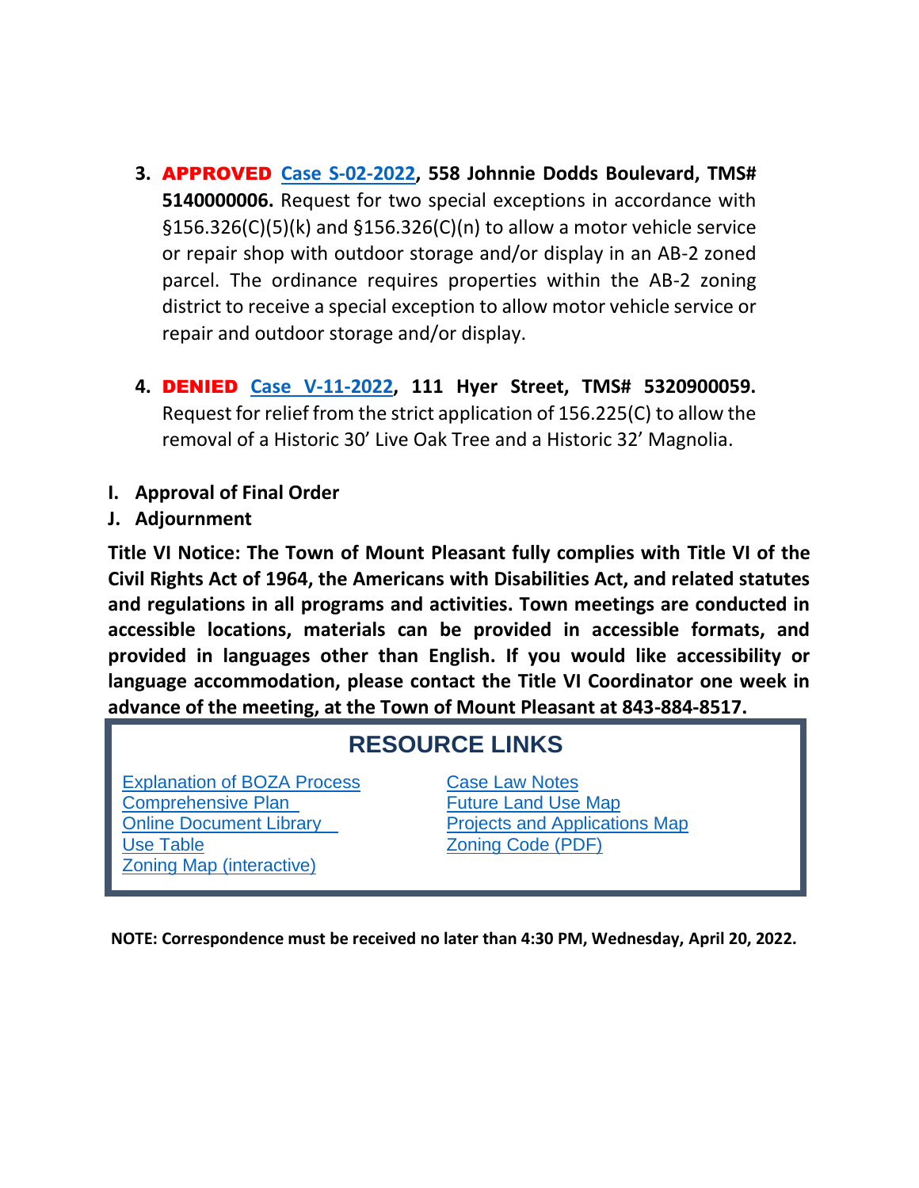3. **APPROVED** **Case S-02-2022, 558 Johnnie Dodds Boulevard, TMS# 5140000006.** Request for two special exceptions in accordance with §156.326(C)(5)(k) and §156.326(C)(n) to allow a motor vehicle service or repair shop with outdoor storage and/or display in an AB-2 zoned parcel. The ordinance requires properties within the AB-2 zoning district to receive a special exception to allow motor vehicle service or repair and outdoor storage and/or display.

4. **DENIED** **Case V-11-2022, 111 Hyer Street, TMS# 5320900059.** Request for relief from the strict application of 156.225(C) to allow the removal of a Historic 30' Live Oak Tree and a Historic 32' Magnolia.

I. **Approval of Final Order**

J. **Adjournment**

**Title VI Notice: The Town of Mount Pleasant fully complies with Title VI of the Civil Rights Act of 1964, the Americans with Disabilities Act, and related statutes and regulations in all programs and activities. Town meetings are conducted in accessible locations, materials can be provided in accessible formats, and provided in languages other than English. If you would like accessibility or language accommodation, please contact the Title VI Coordinator one week in advance of the meeting, at the Town of Mount Pleasant at 843-884-8517.**

## RESOURCE LINKS

- Explanation of BOZA Process
- Comprehensive Plan
- Online Document Library
- Use Table
- Zoning Map (interactive)
- Case Law Notes
- Future Land Use Map
- Projects and Applications Map
- Zoning Code (PDF)

**NOTE: Correspondence must be received no later than 4:30 PM, Wednesday, April 20, 2022.**